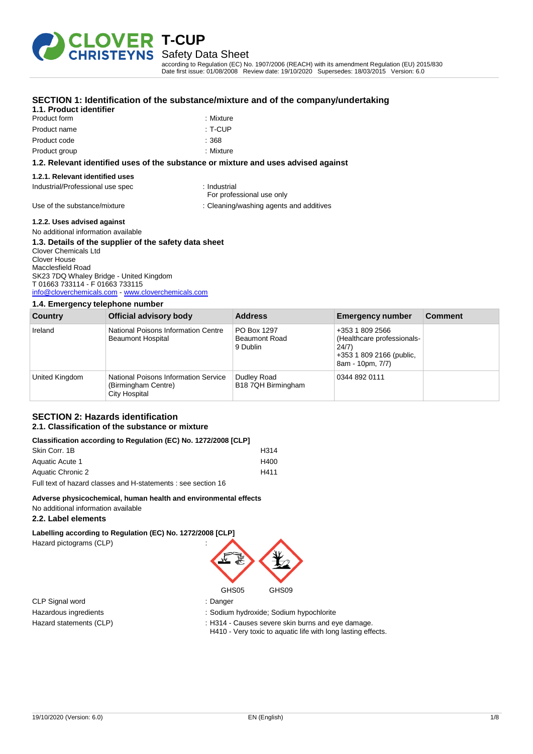# T-CUP

## Safety Data Sheet

according to Regulation (EC) No. 1907/2006 (REACH) with its amendment Regulation (EU) 2015/830
Date first issue: 01/08/2008 Review date: 19/10/2020 Supersedes: 18/03/2015 Version: 6.0

## SECTION 1: Identification of the substance/mixture and of the company/undertaking

### 1.1. Product identifier

Product form : Mixture
Product name : T-CUP
Product code : 368
Product group : Mixture

### 1.2. Relevant identified uses of the substance or mixture and uses advised against

#### 1.2.1. Relevant identified uses

Industrial/Professional use spec : Industrial
For professional use only

Use of the substance/mixture : Cleaning/washing agents and additives

#### 1.2.2. Uses advised against

No additional information available

### 1.3. Details of the supplier of the safety data sheet

Clover Chemicals Ltd
Clover House
Macclesfield Road
SK23 7DQ Whaley Bridge - United Kingdom
T 01663 733114 - F 01663 733115
info@cloverchemicals.com - www.cloverchemicals.com

### 1.4. Emergency telephone number

| Country | Official advisory body | Address | Emergency number | Comment |
|---|---|---|---|---|
| Ireland | National Poisons Information Centre Beaumont Hospital | PO Box 1297 Beaumont Road 9 Dublin | +353 1 809 2566 (Healthcare professionals-24/7) +353 1 809 2166 (public, 8am - 10pm, 7/7) | |
| United Kingdom | National Poisons Information Service (Birmingham Centre) City Hospital | Dudley Road B18 7QH Birmingham | 0344 892 0111 | |

## SECTION 2: Hazards identification

### 2.1. Classification of the substance or mixture

**Classification according to Regulation (EC) No. 1272/2008 [CLP]**

Skin Corr. 1B H314
Aquatic Acute 1 H400
Aquatic Chronic 2 H411

Full text of hazard classes and H-statements : see section 16

**Adverse physicochemical, human health and environmental effects**

No additional information available

### 2.2. Label elements

**Labelling according to Regulation (EC) No. 1272/2008 [CLP]**

Hazard pictograms (CLP) :

GHS05 GHS09

CLP Signal word : Danger
Hazardous ingredients : Sodium hydroxide; Sodium hypochlorite
Hazard statements (CLP) : H314 - Causes severe skin burns and eye damage.
H410 - Very toxic to aquatic life with long lasting effects.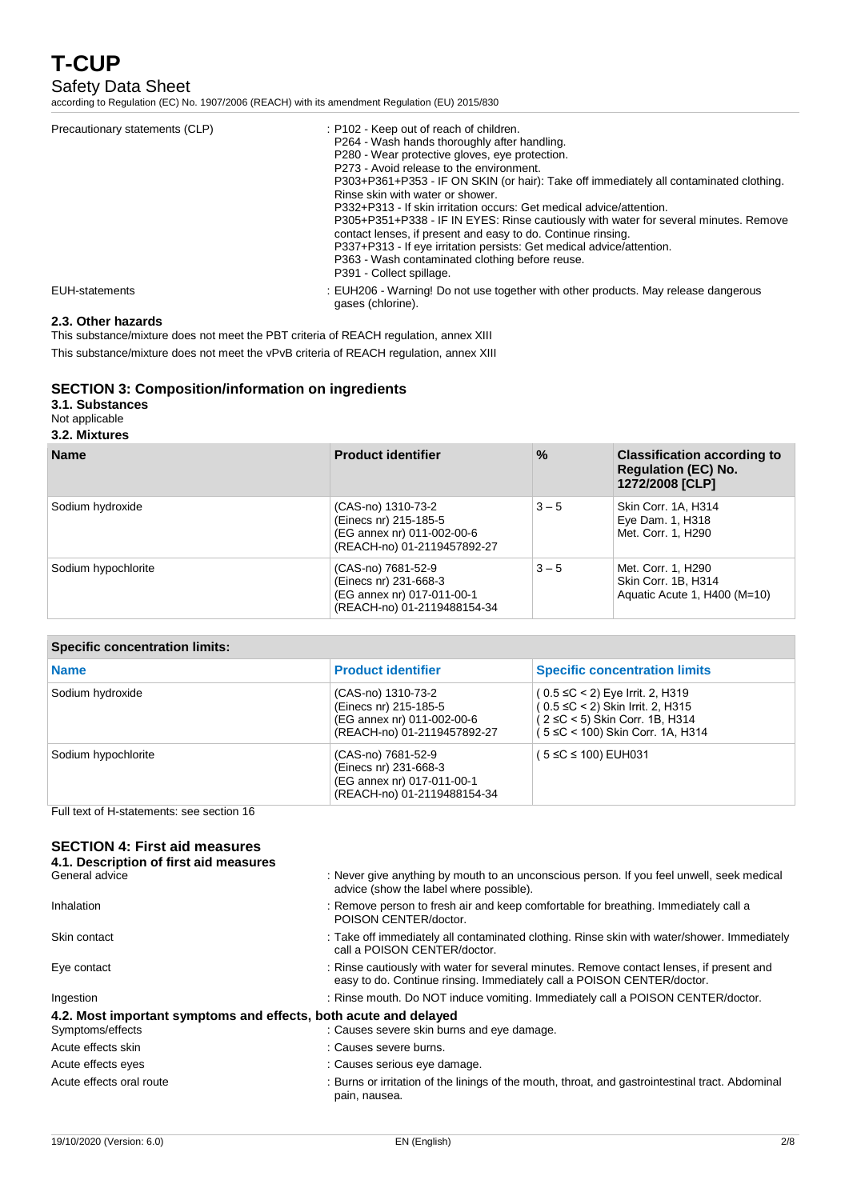| | |
|---|---|
| Precautionary statements (CLP) | : P102 - Keep out of reach of children.<br>P264 - Wash hands thoroughly after handling.<br>P280 - Wear protective gloves, eye protection.<br>P273 - Avoid release to the environment.<br>P303+P361+P353 - IF ON SKIN (or hair): Take off immediately all contaminated clothing. Rinse skin with water or shower.<br>P332+P313 - If skin irritation occurs: Get medical advice/attention.<br>P305+P351+P338 - IF IN EYES: Rinse cautiously with water for several minutes. Remove contact lenses, if present and easy to do. Continue rinsing.<br>P337+P313 - If eye irritation persists: Get medical advice/attention.<br>P363 - Wash contaminated clothing before reuse.<br>P391 - Collect spillage. |
| EUH-statements | : EUH206 - Warning! Do not use together with other products. May release dangerous gases (chlorine). |

### 2.3. Other hazards

This substance/mixture does not meet the PBT criteria of REACH regulation, annex XIII

This substance/mixture does not meet the vPvB criteria of REACH regulation, annex XIII

## SECTION 3: Composition/information on ingredients

### 3.1. Substances

Not applicable

### 3.2. Mixtures

| Name | Product identifier | % | Classification according to Regulation (EC) No. 1272/2008 [CLP] |
|---|---|---|---|
| Sodium hydroxide | (CAS-no) 1310-73-2<br>(Einecs nr) 215-185-5<br>(EG annex nr) 011-002-00-6<br>(REACH-no) 01-2119457892-27 | 3 – 5 | Skin Corr. 1A, H314<br>Eye Dam. 1, H318<br>Met. Corr. 1, H290 |
| Sodium hypochlorite | (CAS-no) 7681-52-9<br>(Einecs nr) 231-668-3<br>(EG annex nr) 017-011-00-1<br>(REACH-no) 01-2119488154-34 | 3 – 5 | Met. Corr. 1, H290<br>Skin Corr. 1B, H314<br>Aquatic Acute 1, H400 (M=10) |

| Specific concentration limits: | | |
|---|---|---|
| **Name** | **Product identifier** | **Specific concentration limits** |
| Sodium hydroxide | (CAS-no) 1310-73-2<br>(Einecs nr) 215-185-5<br>(EG annex nr) 011-002-00-6<br>(REACH-no) 01-2119457892-27 | ( 0.5 ≤C < 2) Eye Irrit. 2, H319<br>( 0.5 ≤C < 2) Skin Irrit. 2, H315<br>( 2 ≤C < 5) Skin Corr. 1B, H314<br>( 5 ≤C < 100) Skin Corr. 1A, H314 |
| Sodium hypochlorite | (CAS-no) 7681-52-9<br>(Einecs nr) 231-668-3<br>(EG annex nr) 017-011-00-1<br>(REACH-no) 01-2119488154-34 | ( 5 ≤C ≤ 100) EUH031 |

Full text of H-statements: see section 16

## SECTION 4: First aid measures

### 4.1. Description of first aid measures

| | |
|---|---|
| General advice | : Never give anything by mouth to an unconscious person. If you feel unwell, seek medical advice (show the label where possible). |
| Inhalation | : Remove person to fresh air and keep comfortable for breathing. Immediately call a POISON CENTER/doctor. |
| Skin contact | : Take off immediately all contaminated clothing. Rinse skin with water/shower. Immediately call a POISON CENTER/doctor. |
| Eye contact | : Rinse cautiously with water for several minutes. Remove contact lenses, if present and easy to do. Continue rinsing. Immediately call a POISON CENTER/doctor. |
| Ingestion | : Rinse mouth. Do NOT induce vomiting. Immediately call a POISON CENTER/doctor. |

### 4.2. Most important symptoms and effects, both acute and delayed

| | |
|---|---|
| Symptoms/effects | : Causes severe skin burns and eye damage. |
| Acute effects skin | : Causes severe burns. |
| Acute effects eyes | : Causes serious eye damage. |
| Acute effects oral route | : Burns or irritation of the linings of the mouth, throat, and gastrointestinal tract. Abdominal pain, nausea. |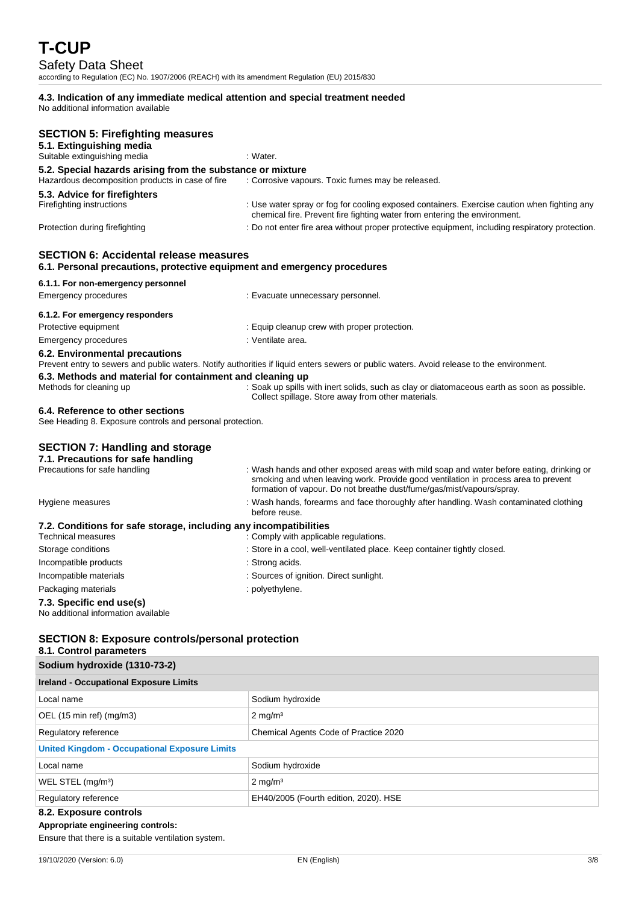### 4.3. Indication of any immediate medical attention and special treatment needed

No additional information available

## SECTION 5: Firefighting measures

### 5.1. Extinguishing media

Suitable extinguishing media : Water.

### 5.2. Special hazards arising from the substance or mixture

Hazardous decomposition products in case of fire : Corrosive vapours. Toxic fumes may be released.

### 5.3. Advice for firefighters

Firefighting instructions : Use water spray or fog for cooling exposed containers. Exercise caution when fighting any chemical fire. Prevent fire fighting water from entering the environment.

Protection during firefighting : Do not enter fire area without proper protective equipment, including respiratory protection.

## SECTION 6: Accidental release measures

### 6.1. Personal precautions, protective equipment and emergency procedures

#### 6.1.1. For non-emergency personnel

Emergency procedures : Evacuate unnecessary personnel.

#### 6.1.2. For emergency responders

Protective equipment : Equip cleanup crew with proper protection.

Emergency procedures : Ventilate area.

### 6.2. Environmental precautions

Prevent entry to sewers and public waters. Notify authorities if liquid enters sewers or public waters. Avoid release to the environment.

### 6.3. Methods and material for containment and cleaning up

Methods for cleaning up : Soak up spills with inert solids, such as clay or diatomaceous earth as soon as possible. Collect spillage. Store away from other materials.

### 6.4. Reference to other sections

See Heading 8. Exposure controls and personal protection.

## SECTION 7: Handling and storage

### 7.1. Precautions for safe handling

Precautions for safe handling : Wash hands and other exposed areas with mild soap and water before eating, drinking or smoking and when leaving work. Provide good ventilation in process area to prevent formation of vapour. Do not breathe dust/fume/gas/mist/vapours/spray.

Hygiene measures : Wash hands, forearms and face thoroughly after handling. Wash contaminated clothing before reuse.

### 7.2. Conditions for safe storage, including any incompatibilities

Technical measures : Comply with applicable regulations.

Storage conditions : Store in a cool, well-ventilated place. Keep container tightly closed.

Incompatible products : Strong acids.

Incompatible materials : Sources of ignition. Direct sunlight.

Packaging materials : polyethylene.

### 7.3. Specific end use(s)

No additional information available

## SECTION 8: Exposure controls/personal protection

### 8.1. Control parameters

| Sodium hydroxide (1310-73-2) | |
|---|---|
| **Ireland - Occupational Exposure Limits** | |
| Local name | Sodium hydroxide |
| OEL (15 min ref) (mg/m3) | 2 mg/m³ |
| Regulatory reference | Chemical Agents Code of Practice 2020 |
| **United Kingdom - Occupational Exposure Limits** | |
| Local name | Sodium hydroxide |
| WEL STEL (mg/m³) | 2 mg/m³ |
| Regulatory reference | EH40/2005 (Fourth edition, 2020). HSE |

### 8.2. Exposure controls

**Appropriate engineering controls:**

Ensure that there is a suitable ventilation system.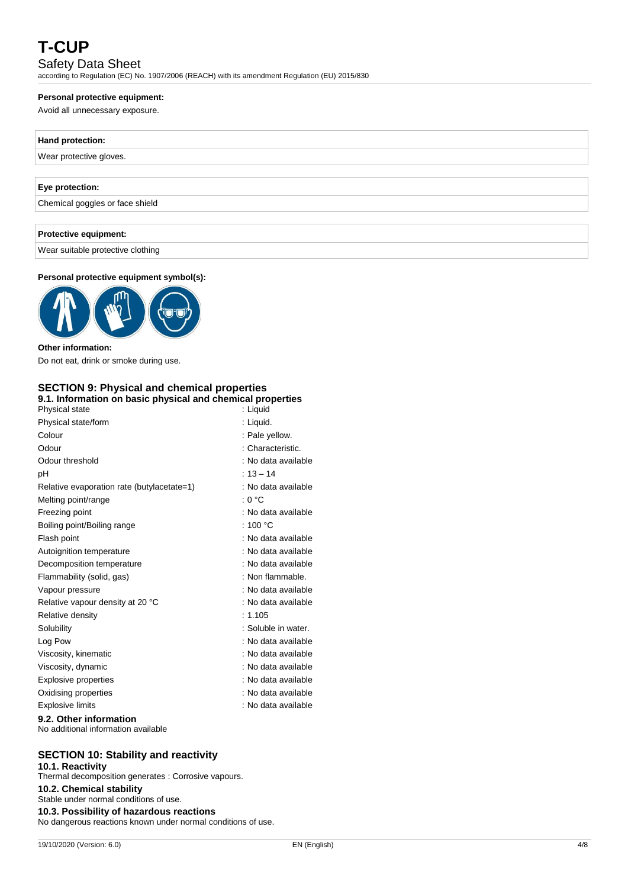**Personal protective equipment:**

Avoid all unnecessary exposure.

| **Hand protection:** |
|---|
| Wear protective gloves. |

| **Eye protection:** |
|---|
| Chemical goggles or face shield |

| **Protective equipment:** |
|---|
| Wear suitable protective clothing |

**Personal protective equipment symbol(s):**

**Other information:**

Do not eat, drink or smoke during use.

## SECTION 9: Physical and chemical properties

### 9.1. Information on basic physical and chemical properties

| | |
|---|---|
| Physical state | : Liquid |
| Physical state/form | : Liquid. |
| Colour | : Pale yellow. |
| Odour | : Characteristic. |
| Odour threshold | : No data available |
| pH | : 13 – 14 |
| Relative evaporation rate (butylacetate=1) | : No data available |
| Melting point/range | : 0 °C |
| Freezing point | : No data available |
| Boiling point/Boiling range | : 100 °C |
| Flash point | : No data available |
| Autoignition temperature | : No data available |
| Decomposition temperature | : No data available |
| Flammability (solid, gas) | : Non flammable. |
| Vapour pressure | : No data available |
| Relative vapour density at 20 °C | : No data available |
| Relative density | : 1.105 |
| Solubility | : Soluble in water. |
| Log Pow | : No data available |
| Viscosity, kinematic | : No data available |
| Viscosity, dynamic | : No data available |
| Explosive properties | : No data available |
| Oxidising properties | : No data available |
| Explosive limits | : No data available |

### 9.2. Other information

No additional information available

## SECTION 10: Stability and reactivity

### 10.1. Reactivity

Thermal decomposition generates : Corrosive vapours.

### 10.2. Chemical stability

Stable under normal conditions of use.

### 10.3. Possibility of hazardous reactions

No dangerous reactions known under normal conditions of use.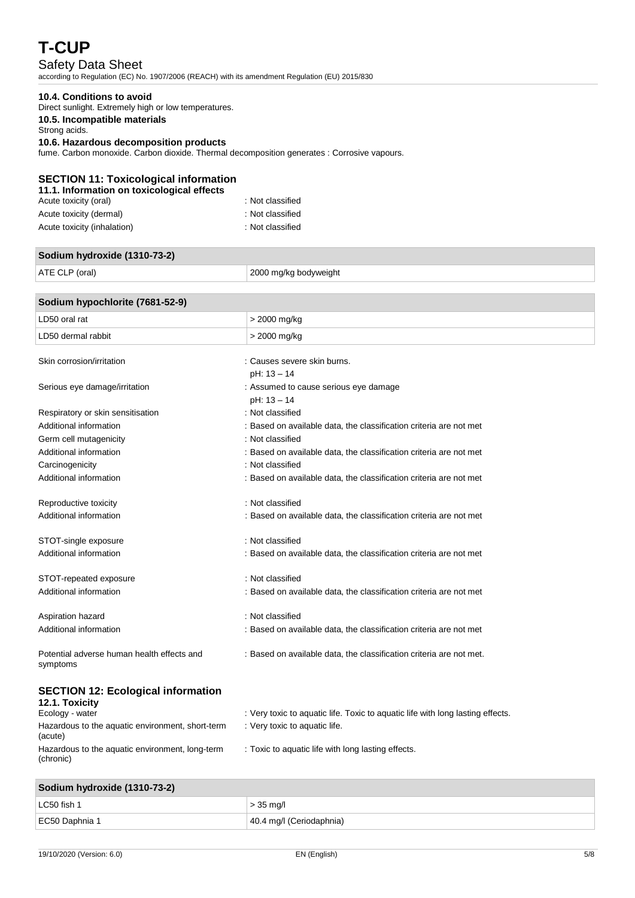#### 10.4. Conditions to avoid

Direct sunlight. Extremely high or low temperatures.

#### 10.5. Incompatible materials

Strong acids.

#### 10.6. Hazardous decomposition products

fume. Carbon monoxide. Carbon dioxide. Thermal decomposition generates : Corrosive vapours.

## SECTION 11: Toxicological information

#### 11.1. Information on toxicological effects

| | |
|---|---|
| Acute toxicity (oral) | : Not classified |
| Acute toxicity (dermal) | : Not classified |
| Acute toxicity (inhalation) | : Not classified |

| Sodium hydroxide (1310-73-2) | |
|---|---|
| ATE CLP (oral) | 2000 mg/kg bodyweight |

| Sodium hypochlorite (7681-52-9) | |
|---|---|
| LD50 oral rat | > 2000 mg/kg |
| LD50 dermal rabbit | > 2000 mg/kg |

| | |
|---|---|
| Skin corrosion/irritation | : Causes severe skin burns.<br>pH: 13 – 14 |
| Serious eye damage/irritation | : Assumed to cause serious eye damage<br>pH: 13 – 14 |
| Respiratory or skin sensitisation | : Not classified |
| Additional information | : Based on available data, the classification criteria are not met |
| Germ cell mutagenicity | : Not classified |
| Additional information | : Based on available data, the classification criteria are not met |
| Carcinogenicity | : Not classified |
| Additional information | : Based on available data, the classification criteria are not met |
| Reproductive toxicity | : Not classified |
| Additional information | : Based on available data, the classification criteria are not met |
| STOT-single exposure | : Not classified |
| Additional information | : Based on available data, the classification criteria are not met |
| STOT-repeated exposure | : Not classified |
| Additional information | : Based on available data, the classification criteria are not met |
| Aspiration hazard | : Not classified |
| Additional information | : Based on available data, the classification criteria are not met |
| Potential adverse human health effects and symptoms | : Based on available data, the classification criteria are not met. |

## SECTION 12: Ecological information

#### 12.1. Toxicity

| | |
|---|---|
| Ecology - water | : Very toxic to aquatic life. Toxic to aquatic life with long lasting effects. |
| Hazardous to the aquatic environment, short-term (acute) | : Very toxic to aquatic life. |
| Hazardous to the aquatic environment, long-term (chronic) | : Toxic to aquatic life with long lasting effects. |

| Sodium hydroxide (1310-73-2) | |
|---|---|
| LC50 fish 1 | > 35 mg/l |
| EC50 Daphnia 1 | 40.4 mg/l (Ceriodaphnia) |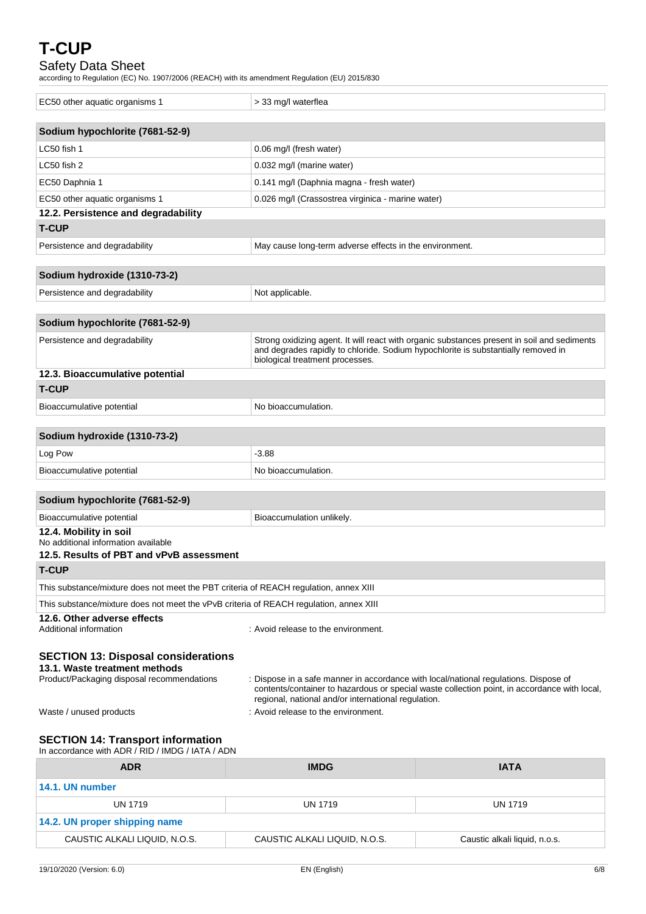| EC50 other aquatic organisms 1 | > 33 mg/l waterflea |
|---|---|

| Sodium hypochlorite (7681-52-9) | |
|---|---|
| LC50 fish 1 | 0.06 mg/l (fresh water) |
| LC50 fish 2 | 0.032 mg/l (marine water) |
| EC50 Daphnia 1 | 0.141 mg/l (Daphnia magna - fresh water) |
| EC50 other aquatic organisms 1 | 0.026 mg/l (Crassostrea virginica - marine water) |

### 12.2. Persistence and degradability

| T-CUP | |
|---|---|
| Persistence and degradability | May cause long-term adverse effects in the environment. |

| Sodium hydroxide (1310-73-2) | |
|---|---|
| Persistence and degradability | Not applicable. |

| Sodium hypochlorite (7681-52-9) | |
|---|---|
| Persistence and degradability | Strong oxidizing agent. It will react with organic substances present in soil and sediments and degrades rapidly to chloride. Sodium hypochlorite is substantially removed in biological treatment processes. |

### 12.3. Bioaccumulative potential

| T-CUP | |
|---|---|
| Bioaccumulative potential | No bioaccumulation. |

| Sodium hydroxide (1310-73-2) | |
|---|---|
| Log Pow | -3.88 |
| Bioaccumulative potential | No bioaccumulation. |

| Sodium hypochlorite (7681-52-9) | |
|---|---|
| Bioaccumulative potential | Bioaccumulation unlikely. |

### 12.4. Mobility in soil

No additional information available

### 12.5. Results of PBT and vPvB assessment

| T-CUP |
|---|
| This substance/mixture does not meet the PBT criteria of REACH regulation, annex XIII |
| This substance/mixture does not meet the vPvB criteria of REACH regulation, annex XIII |

### 12.6. Other adverse effects

Additional information : Avoid release to the environment.

## SECTION 13: Disposal considerations

### 13.1. Waste treatment methods

Product/Packaging disposal recommendations : Dispose in a safe manner in accordance with local/national regulations. Dispose of contents/container to hazardous or special waste collection point, in accordance with local, regional, national and/or international regulation.

Waste / unused products : Avoid release to the environment.

## SECTION 14: Transport information

In accordance with ADR / RID / IMDG / IATA / ADN

| ADR | IMDG | IATA |
|---|---|---|
| **14.1. UN number** | | |
| UN 1719 | UN 1719 | UN 1719 |
| **14.2. UN proper shipping name** | | |
| CAUSTIC ALKALI LIQUID, N.O.S. | CAUSTIC ALKALI LIQUID, N.O.S. | Caustic alkali liquid, n.o.s. |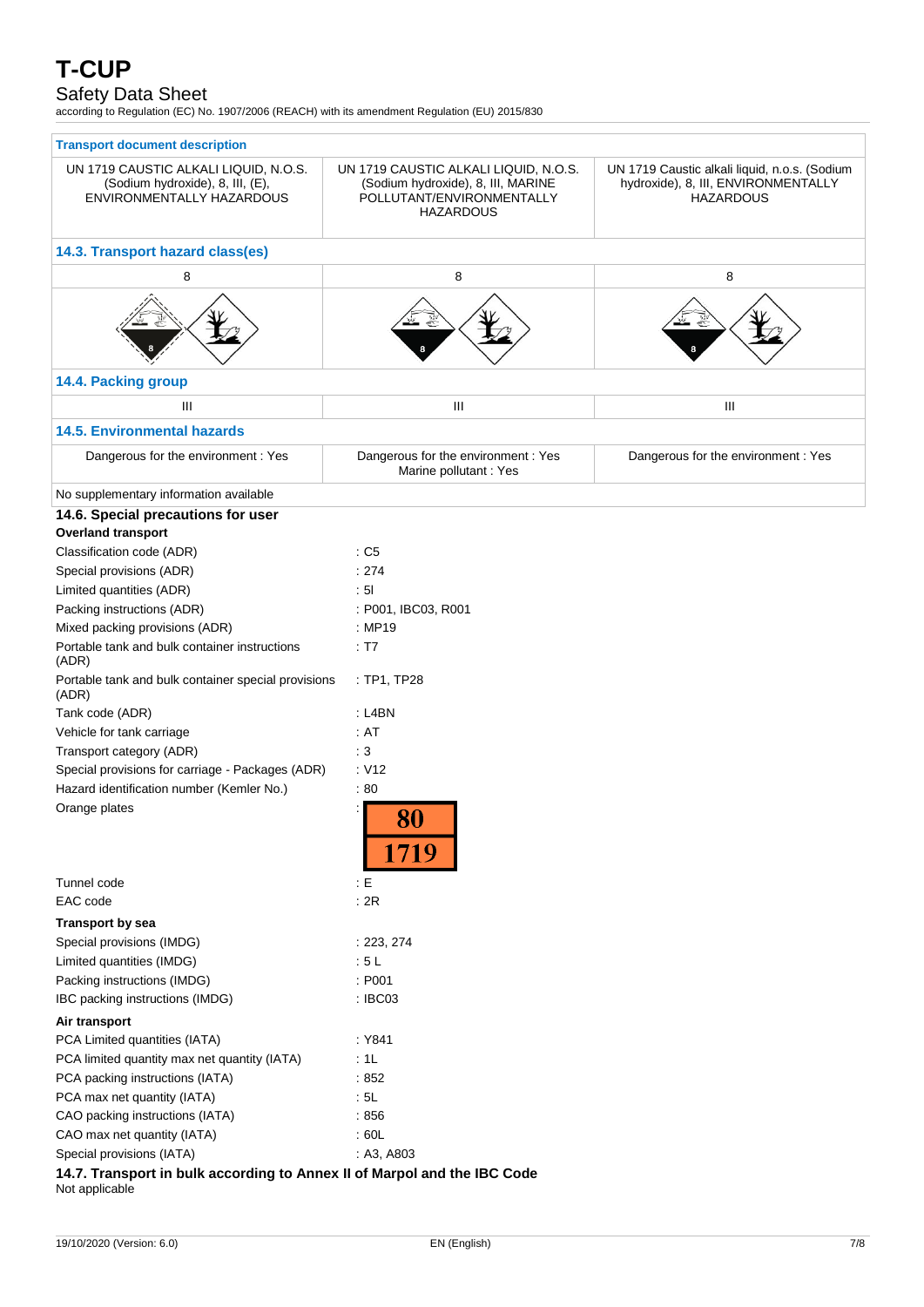| Transport document description | | |
|---|---|---|
| UN 1719 CAUSTIC ALKALI LIQUID, N.O.S. (Sodium hydroxide), 8, III, (E), ENVIRONMENTALLY HAZARDOUS | UN 1719 CAUSTIC ALKALI LIQUID, N.O.S. (Sodium hydroxide), 8, III, MARINE POLLUTANT/ENVIRONMENTALLY HAZARDOUS | UN 1719 Caustic alkali liquid, n.o.s. (Sodium hydroxide), 8, III, ENVIRONMENTALLY HAZARDOUS |
| **14.3. Transport hazard class(es)** | | |
| 8 | 8 | 8 |
| **14.4. Packing group** | | |
| III | III | III |
| **14.5. Environmental hazards** | | |
| Dangerous for the environment : Yes | Dangerous for the environment : Yes<br>Marine pollutant : Yes | Dangerous for the environment : Yes |

No supplementary information available

## 14.6. Special precautions for user

**Overland transport**

| | |
|---|---|
| Classification code (ADR) | : C5 |
| Special provisions (ADR) | : 274 |
| Limited quantities (ADR) | : 5l |
| Packing instructions (ADR) | : P001, IBC03, R001 |
| Mixed packing provisions (ADR) | : MP19 |
| Portable tank and bulk container instructions (ADR) | : T7 |
| Portable tank and bulk container special provisions (ADR) | : TP1, TP28 |
| Tank code (ADR) | : L4BN |
| Vehicle for tank carriage | : AT |
| Transport category (ADR) | : 3 |
| Special provisions for carriage - Packages (ADR) | : V12 |
| Hazard identification number (Kemler No.) | : 80 |
| Orange plates | : 80 / 1719 |
| Tunnel code | : E |
| EAC code | : 2R |

**Transport by sea**

| | |
|---|---|
| Special provisions (IMDG) | : 223, 274 |
| Limited quantities (IMDG) | : 5 L |
| Packing instructions (IMDG) | : P001 |
| IBC packing instructions (IMDG) | : IBC03 |

**Air transport**

| | |
|---|---|
| PCA Limited quantities (IATA) | : Y841 |
| PCA limited quantity max net quantity (IATA) | : 1L |
| PCA packing instructions (IATA) | : 852 |
| PCA max net quantity (IATA) | : 5L |
| CAO packing instructions (IATA) | : 856 |
| CAO max net quantity (IATA) | : 60L |
| Special provisions (IATA) | : A3, A803 |

## 14.7. Transport in bulk according to Annex II of Marpol and the IBC Code

Not applicable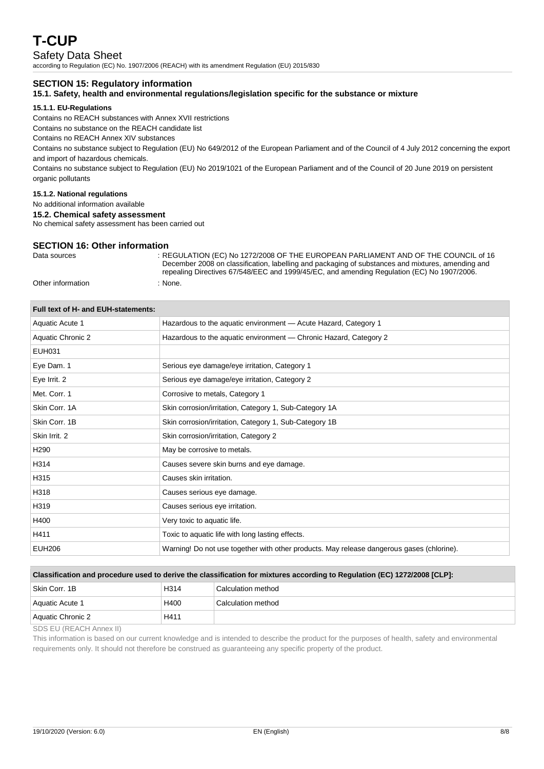## SECTION 15: Regulatory information

### 15.1. Safety, health and environmental regulations/legislation specific for the substance or mixture

#### 15.1.1. EU-Regulations

Contains no REACH substances with Annex XVII restrictions

Contains no substance on the REACH candidate list

Contains no REACH Annex XIV substances

Contains no substance subject to Regulation (EU) No 649/2012 of the European Parliament and of the Council of 4 July 2012 concerning the export and import of hazardous chemicals.

Contains no substance subject to Regulation (EU) No 2019/1021 of the European Parliament and of the Council of 20 June 2019 on persistent organic pollutants

#### 15.1.2. National regulations

No additional information available

### 15.2. Chemical safety assessment

No chemical safety assessment has been carried out

## SECTION 16: Other information

Data sources : REGULATION (EC) No 1272/2008 OF THE EUROPEAN PARLIAMENT AND OF THE COUNCIL of 16 December 2008 on classification, labelling and packaging of substances and mixtures, amending and repealing Directives 67/548/EEC and 1999/45/EC, and amending Regulation (EC) No 1907/2006.

Other information : None.

| Full text of H- and EUH-statements: | |
|---|---|
| Aquatic Acute 1 | Hazardous to the aquatic environment — Acute Hazard, Category 1 |
| Aquatic Chronic 2 | Hazardous to the aquatic environment — Chronic Hazard, Category 2 |
| EUH031 | |
| Eye Dam. 1 | Serious eye damage/eye irritation, Category 1 |
| Eye Irrit. 2 | Serious eye damage/eye irritation, Category 2 |
| Met. Corr. 1 | Corrosive to metals, Category 1 |
| Skin Corr. 1A | Skin corrosion/irritation, Category 1, Sub-Category 1A |
| Skin Corr. 1B | Skin corrosion/irritation, Category 1, Sub-Category 1B |
| Skin Irrit. 2 | Skin corrosion/irritation, Category 2 |
| H290 | May be corrosive to metals. |
| H314 | Causes severe skin burns and eye damage. |
| H315 | Causes skin irritation. |
| H318 | Causes serious eye damage. |
| H319 | Causes serious eye irritation. |
| H400 | Very toxic to aquatic life. |
| H411 | Toxic to aquatic life with long lasting effects. |
| EUH206 | Warning! Do not use together with other products. May release dangerous gases (chlorine). |

| Classification and procedure used to derive the classification for mixtures according to Regulation (EC) 1272/2008 [CLP]: | | |
|---|---|---|
| Skin Corr. 1B | H314 | Calculation method |
| Aquatic Acute 1 | H400 | Calculation method |
| Aquatic Chronic 2 | H411 | |

SDS EU (REACH Annex II)

This information is based on our current knowledge and is intended to describe the product for the purposes of health, safety and environmental requirements only. It should not therefore be construed as guaranteeing any specific property of the product.